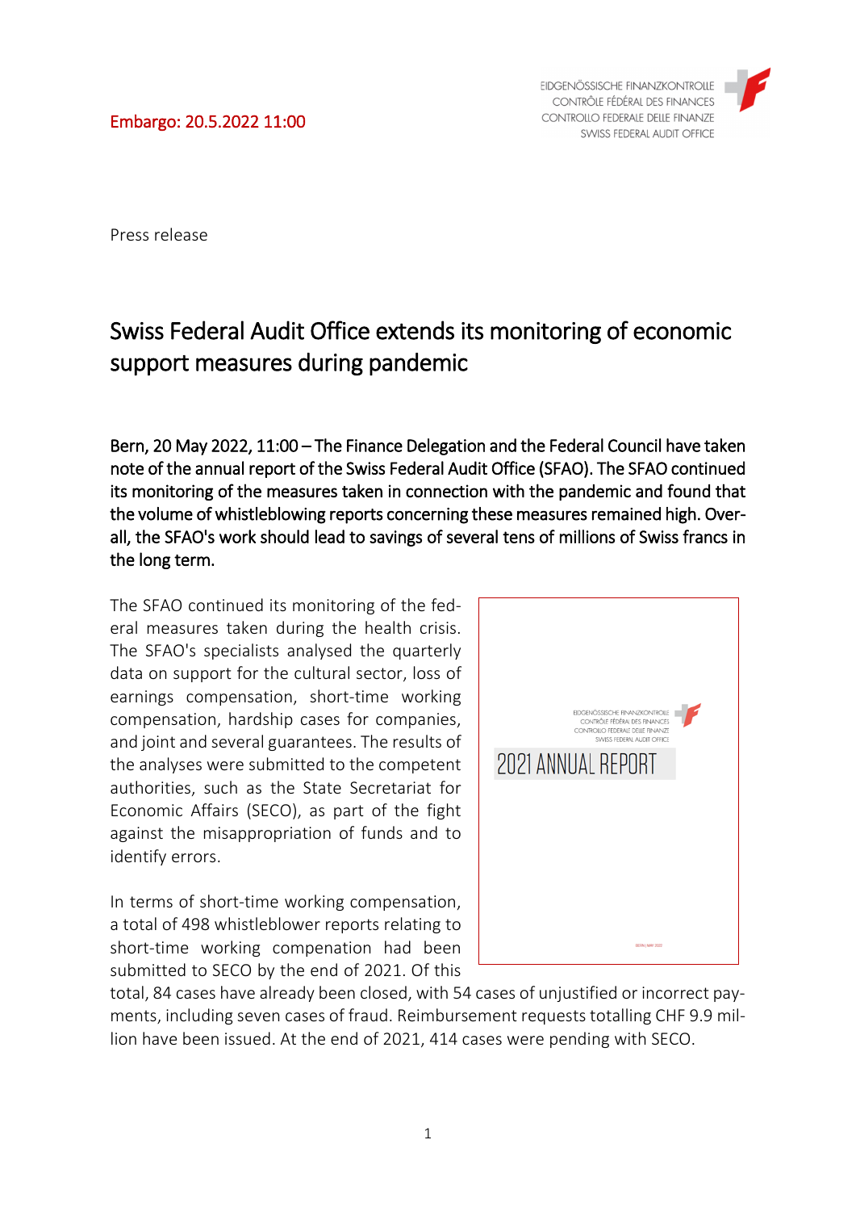Embargo: 20.5.2022 11:00

EIDGENÖSSISCHE FINANZKONTROLLE
CONTRÔLE FÉDÉRAL DES FINANCES
CONTROLLO FEDERALE DELLE FINANZE
SWISS FEDERAL AUDIT OFFICE

Press release

# Swiss Federal Audit Office extends its monitoring of economic support measures during pandemic

**Bern, 20 May 2022, 11:00 – The Finance Delegation and the Federal Council have taken note of the annual report of the Swiss Federal Audit Office (SFAO). The SFAO continued its monitoring of the measures taken in connection with the pandemic and found that the volume of whistleblowing reports concerning these measures remained high. Overall, the SFAO's work should lead to savings of several tens of millions of Swiss francs in the long term.**

The SFAO continued its monitoring of the federal measures taken during the health crisis. The SFAO's specialists analysed the quarterly data on support for the cultural sector, loss of earnings compensation, short-time working compensation, hardship cases for companies, and joint and several guarantees. The results of the analyses were submitted to the competent authorities, such as the State Secretariat for Economic Affairs (SECO), as part of the fight against the misappropriation of funds and to identify errors.

In terms of short-time working compensation, a total of 498 whistleblower reports relating to short-time working compenation had been submitted to SECO by the end of 2021. Of this total, 84 cases have already been closed, with 54 cases of unjustified or incorrect payments, including seven cases of fraud. Reimbursement requests totalling CHF 9.9 million have been issued. At the end of 2021, 414 cases were pending with SECO.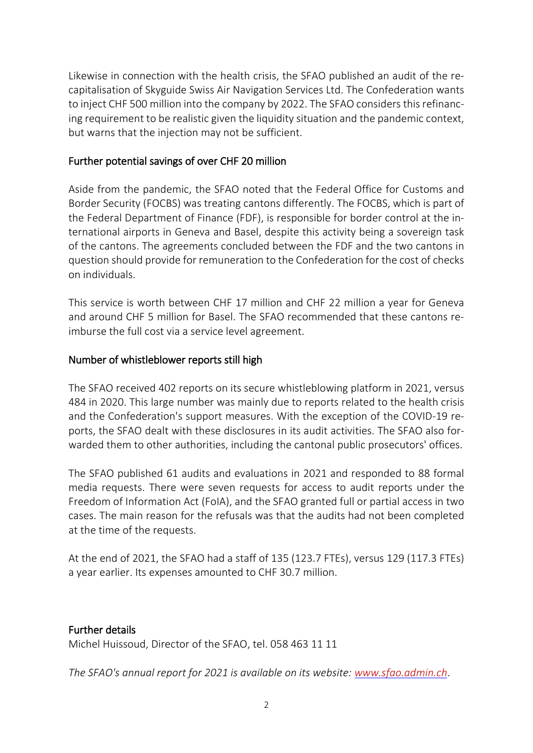Likewise in connection with the health crisis, the SFAO published an audit of the recapitalisation of Skyguide Swiss Air Navigation Services Ltd. The Confederation wants to inject CHF 500 million into the company by 2022. The SFAO considers this refinancing requirement to be realistic given the liquidity situation and the pandemic context, but warns that the injection may not be sufficient.

## Further potential savings of over CHF 20 million

Aside from the pandemic, the SFAO noted that the Federal Office for Customs and Border Security (FOCBS) was treating cantons differently. The FOCBS, which is part of the Federal Department of Finance (FDF), is responsible for border control at the international airports in Geneva and Basel, despite this activity being a sovereign task of the cantons. The agreements concluded between the FDF and the two cantons in question should provide for remuneration to the Confederation for the cost of checks on individuals.

This service is worth between CHF 17 million and CHF 22 million a year for Geneva and around CHF 5 million for Basel. The SFAO recommended that these cantons reimburse the full cost via a service level agreement.

## Number of whistleblower reports still high

The SFAO received 402 reports on its secure whistleblowing platform in 2021, versus 484 in 2020. This large number was mainly due to reports related to the health crisis and the Confederation's support measures. With the exception of the COVID-19 reports, the SFAO dealt with these disclosures in its audit activities. The SFAO also forwarded them to other authorities, including the cantonal public prosecutors' offices.

The SFAO published 61 audits and evaluations in 2021 and responded to 88 formal media requests. There were seven requests for access to audit reports under the Freedom of Information Act (FoIA), and the SFAO granted full or partial access in two cases. The main reason for the refusals was that the audits had not been completed at the time of the requests.

At the end of 2021, the SFAO had a staff of 135 (123.7 FTEs), versus 129 (117.3 FTEs) a year earlier. Its expenses amounted to CHF 30.7 million.

## Further details

Michel Huissoud, Director of the SFAO, tel. 058 463 11 11

*The SFAO's annual report for 2021 is available on its website: [www.sfao.admin.ch](http://www.sfao.admin.ch).*